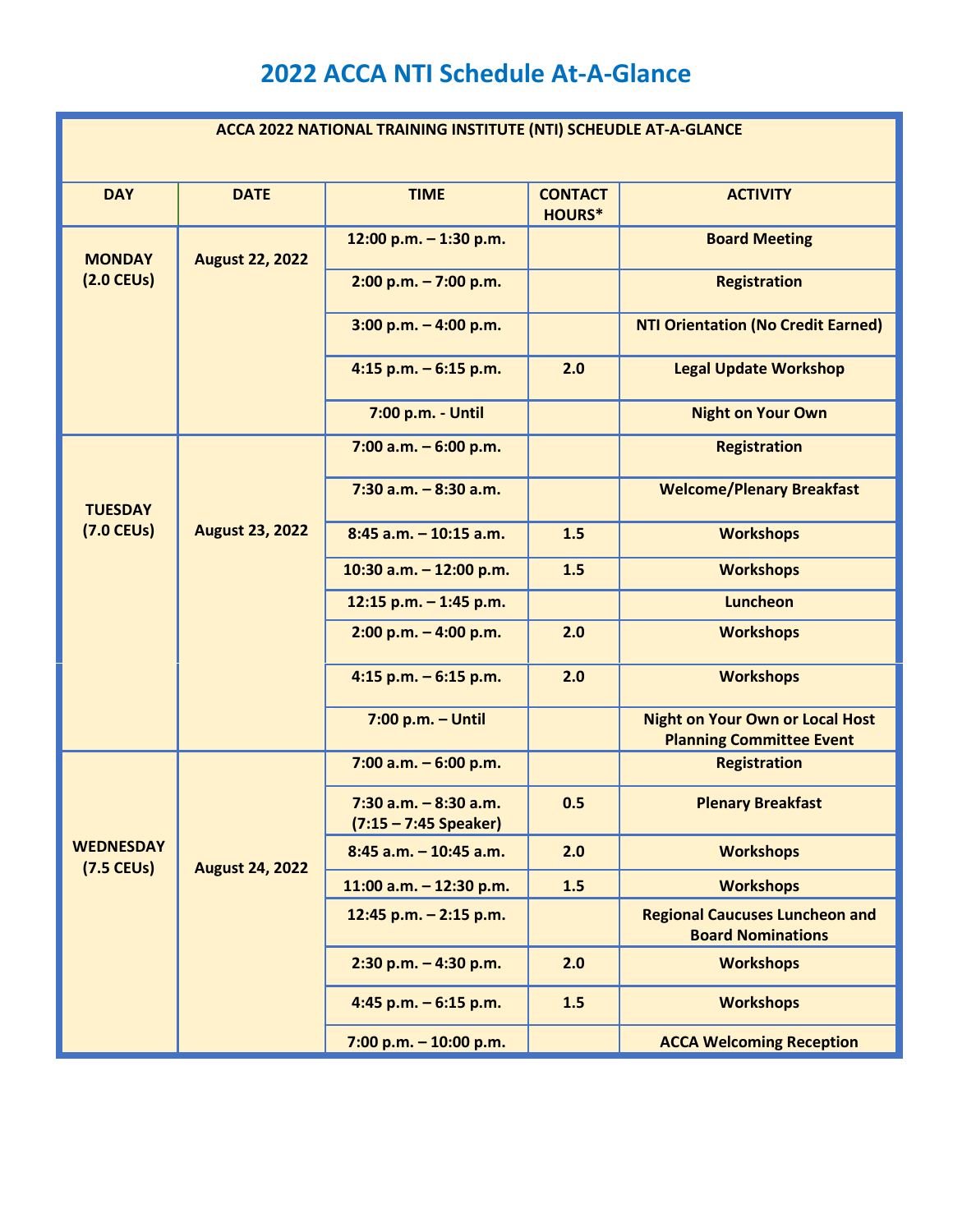# 2022 ACCA NTI Schedule At-A-Glance

| ACCA 2022 NATIONAL TRAINING INSTITUTE (NTI) SCHEUDLE AT-A-GLANCE | | | | |
|---|---|---|---|---|
| **DAY** | **DATE** | **TIME** | **CONTACT HOURS*** | **ACTIVITY** |
| **MONDAY (2.0 CEUs)** | **August 22, 2022** | 12:00 p.m. – 1:30 p.m. | | Board Meeting |
| | | 2:00 p.m. – 7:00 p.m. | | Registration |
| | | 3:00 p.m. – 4:00 p.m. | | NTI Orientation (No Credit Earned) |
| | | 4:15 p.m. – 6:15 p.m. | 2.0 | Legal Update Workshop |
| | | 7:00 p.m. - Until | | Night on Your Own |
| **TUESDAY (7.0 CEUs)** | **August 23, 2022** | 7:00 a.m. – 6:00 p.m. | | Registration |
| | | 7:30 a.m. – 8:30 a.m. | | Welcome/Plenary Breakfast |
| | | 8:45 a.m. – 10:15 a.m. | 1.5 | Workshops |
| | | 10:30 a.m. – 12:00 p.m. | 1.5 | Workshops |
| | | 12:15 p.m. – 1:45 p.m. | | Luncheon |
| | | 2:00 p.m. – 4:00 p.m. | 2.0 | Workshops |
| | | 4:15 p.m. – 6:15 p.m. | 2.0 | Workshops |
| | | 7:00 p.m. – Until | | Night on Your Own or Local Host Planning Committee Event |
| **WEDNESDAY (7.5 CEUs)** | **August 24, 2022** | 7:00 a.m. – 6:00 p.m. | | Registration |
| | | 7:30 a.m. – 8:30 a.m. (7:15 – 7:45 Speaker) | 0.5 | Plenary Breakfast |
| | | 8:45 a.m. – 10:45 a.m. | 2.0 | Workshops |
| | | 11:00 a.m. – 12:30 p.m. | 1.5 | Workshops |
| | | 12:45 p.m. – 2:15 p.m. | | Regional Caucuses Luncheon and Board Nominations |
| | | 2:30 p.m. – 4:30 p.m. | 2.0 | Workshops |
| | | 4:45 p.m. – 6:15 p.m. | 1.5 | Workshops |
| | | 7:00 p.m. – 10:00 p.m. | | ACCA Welcoming Reception |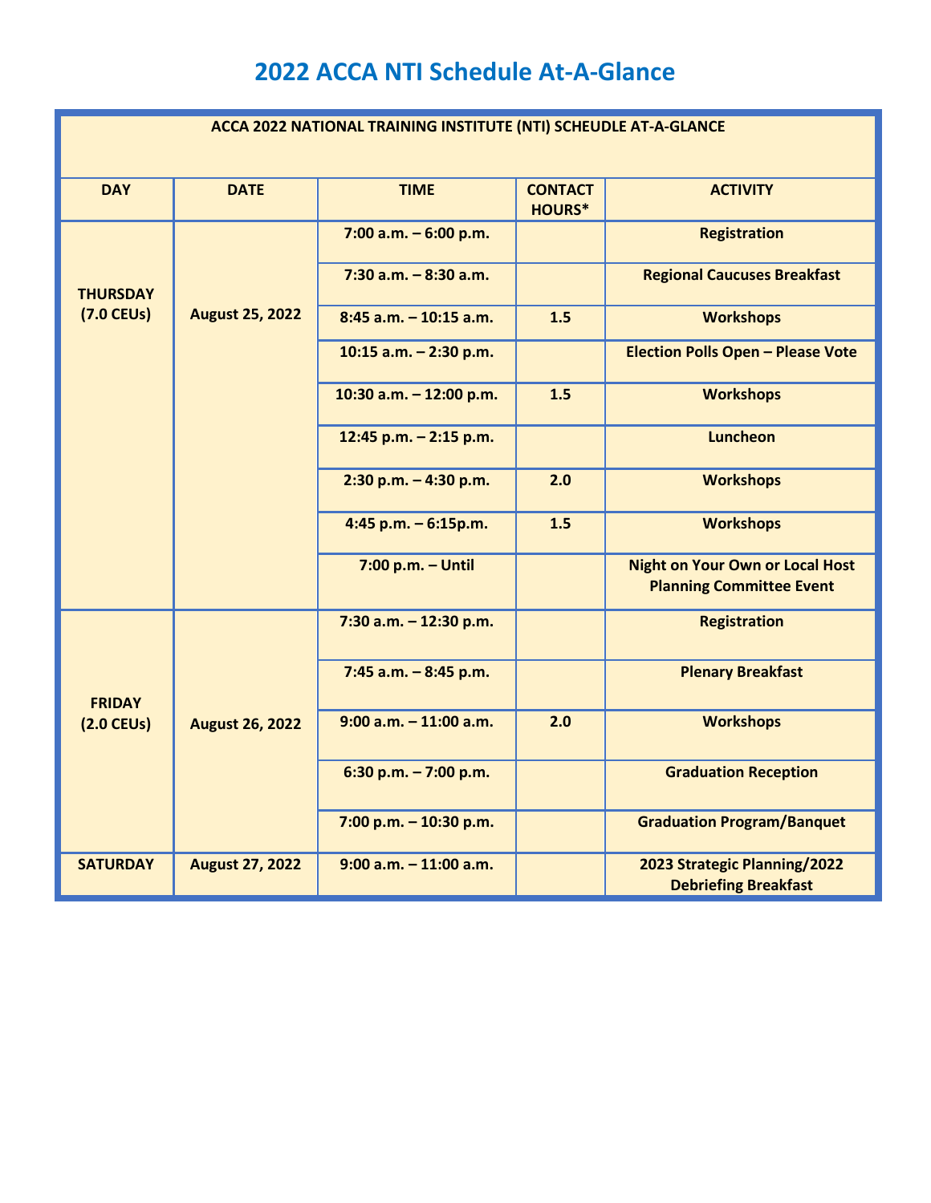# 2022 ACCA NTI Schedule At-A-Glance

| ACCA 2022 NATIONAL TRAINING INSTITUTE (NTI) SCHEUDLE AT-A-GLANCE | | | | |
|---|---|---|---|---|
| **DAY** | **DATE** | **TIME** | **CONTACT HOURS*** | **ACTIVITY** |
| **THURSDAY (7.0 CEUs)** | **August 25, 2022** | **7:00 a.m. – 6:00 p.m.** | | **Registration** |
| | | **7:30 a.m. – 8:30 a.m.** | | **Regional Caucuses Breakfast** |
| | | **8:45 a.m. – 10:15 a.m.** | **1.5** | **Workshops** |
| | | **10:15 a.m. – 2:30 p.m.** | | **Election Polls Open – Please Vote** |
| | | **10:30 a.m. – 12:00 p.m.** | **1.5** | **Workshops** |
| | | **12:45 p.m. – 2:15 p.m.** | | **Luncheon** |
| | | **2:30 p.m. – 4:30 p.m.** | **2.0** | **Workshops** |
| | | **4:45 p.m. – 6:15p.m.** | **1.5** | **Workshops** |
| | | **7:00 p.m. – Until** | | **Night on Your Own or Local Host Planning Committee Event** |
| **FRIDAY (2.0 CEUs)** | **August 26, 2022** | **7:30 a.m. – 12:30 p.m.** | | **Registration** |
| | | **7:45 a.m. – 8:45 p.m.** | | **Plenary Breakfast** |
| | | **9:00 a.m. – 11:00 a.m.** | **2.0** | **Workshops** |
| | | **6:30 p.m. – 7:00 p.m.** | | **Graduation Reception** |
| | | **7:00 p.m. – 10:30 p.m.** | | **Graduation Program/Banquet** |
| **SATURDAY** | **August 27, 2022** | **9:00 a.m. – 11:00 a.m.** | | **2023 Strategic Planning/2022 Debriefing Breakfast** |